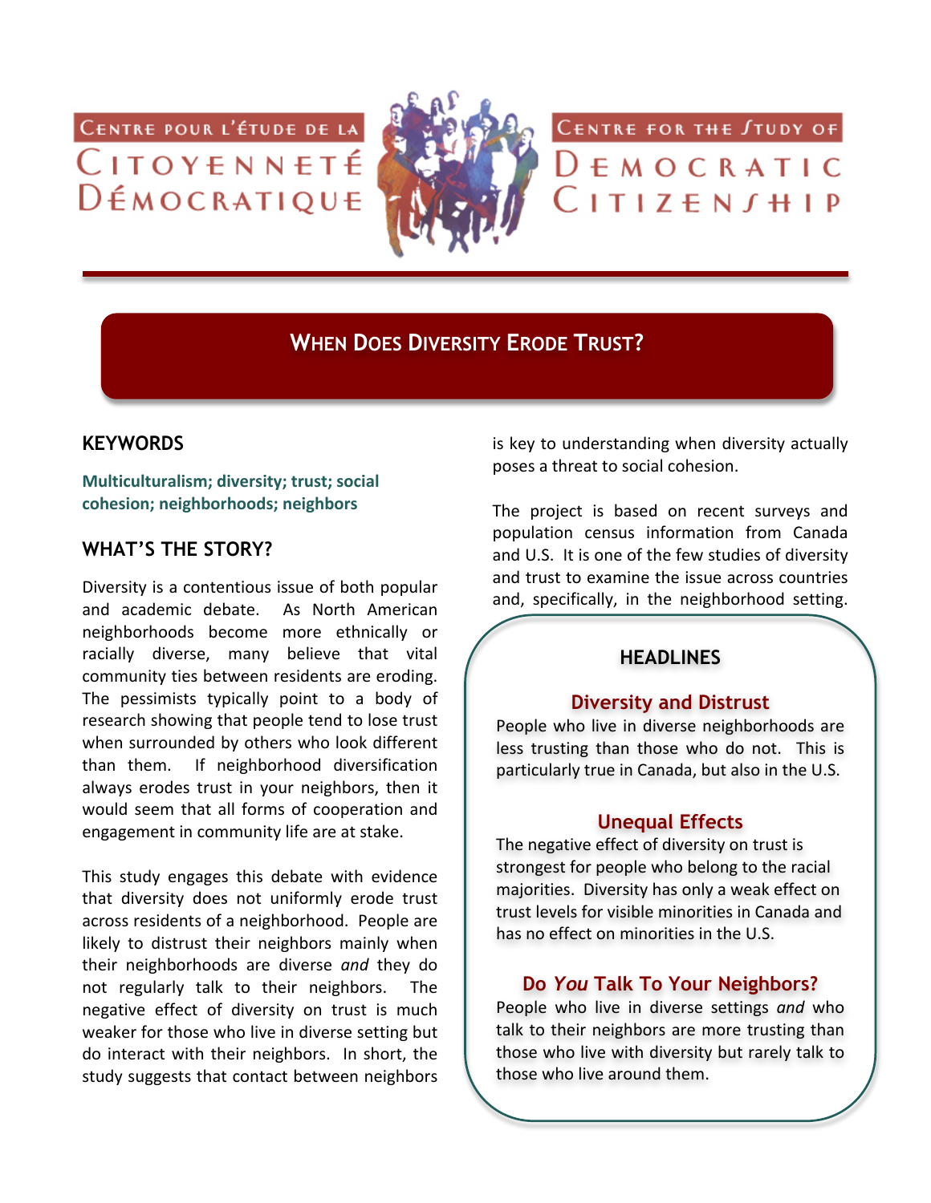Centre pour l'étude de la Citoyenneté Démocratique

Centre for the Study of Democratic Citizenship

# When Does Diversity Erode Trust?

## KEYWORDS

**Multiculturalism; diversity; trust; social cohesion; neighborhoods; neighbors**

## WHAT'S THE STORY?

Diversity is a contentious issue of both popular and academic debate. As North American neighborhoods become more ethnically or racially diverse, many believe that vital community ties between residents are eroding. The pessimists typically point to a body of research showing that people tend to lose trust when surrounded by others who look different than them. If neighborhood diversification always erodes trust in your neighbors, then it would seem that all forms of cooperation and engagement in community life are at stake.

This study engages this debate with evidence that diversity does not uniformly erode trust across residents of a neighborhood. People are likely to distrust their neighbors mainly when their neighborhoods are diverse *and* they do not regularly talk to their neighbors. The negative effect of diversity on trust is much weaker for those who live in diverse setting but do interact with their neighbors. In short, the study suggests that contact between neighbors is key to understanding when diversity actually poses a threat to social cohesion.

The project is based on recent surveys and population census information from Canada and U.S. It is one of the few studies of diversity and trust to examine the issue across countries and, specifically, in the neighborhood setting.

## HEADLINES

### Diversity and Distrust

People who live in diverse neighborhoods are less trusting than those who do not. This is particularly true in Canada, but also in the U.S.

### Unequal Effects

The negative effect of diversity on trust is strongest for people who belong to the racial majorities. Diversity has only a weak effect on trust levels for visible minorities in Canada and has no effect on minorities in the U.S.

### Do *You* Talk To Your Neighbors?

People who live in diverse settings *and* who talk to their neighbors are more trusting than those who live with diversity but rarely talk to those who live around them.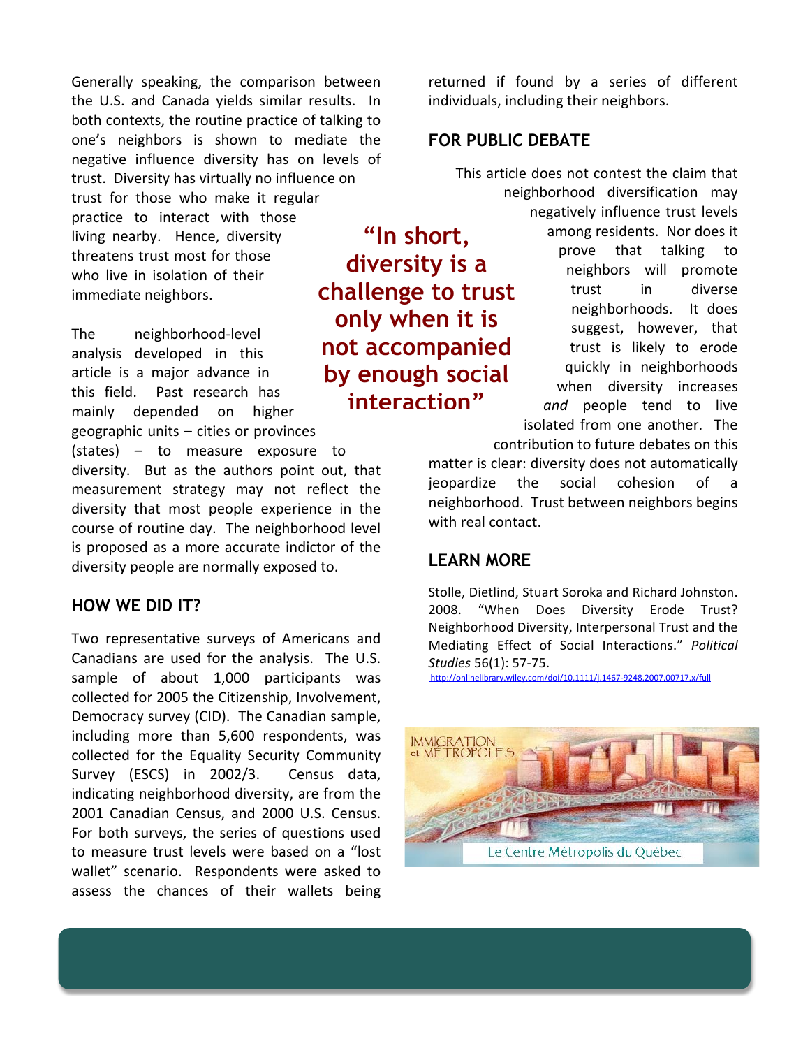Generally speaking, the comparison between the U.S. and Canada yields similar results. In both contexts, the routine practice of talking to one's neighbors is shown to mediate the negative influence diversity has on levels of trust. Diversity has virtually no influence on trust for those who make it regular practice to interact with those living nearby. Hence, diversity threatens trust most for those who live in isolation of their immediate neighbors.

The neighborhood-level analysis developed in this article is a major advance in this field. Past research has mainly depended on higher geographic units – cities or provinces (states) – to measure exposure to diversity. But as the authors point out, that measurement strategy may not reflect the diversity that most people experience in the course of routine day. The neighborhood level is proposed as a more accurate indictor of the diversity people are normally exposed to.

**"In short, diversity is a challenge to trust only when it is not accompanied by enough social interaction"**

## HOW WE DID IT?

Two representative surveys of Americans and Canadians are used for the analysis. The U.S. sample of about 1,000 participants was collected for 2005 the Citizenship, Involvement, Democracy survey (CID). The Canadian sample, including more than 5,600 respondents, was collected for the Equality Security Community Survey (ESCS) in 2002/3. Census data, indicating neighborhood diversity, are from the 2001 Canadian Census, and 2000 U.S. Census. For both surveys, the series of questions used to measure trust levels were based on a "lost wallet" scenario. Respondents were asked to assess the chances of their wallets being returned if found by a series of different individuals, including their neighbors.

## FOR PUBLIC DEBATE

This article does not contest the claim that neighborhood diversification may negatively influence trust levels among residents. Nor does it prove that talking to neighbors will promote trust in diverse neighborhoods. It does suggest, however, that trust is likely to erode quickly in neighborhoods when diversity increases *and* people tend to live isolated from one another. The contribution to future debates on this matter is clear: diversity does not automatically jeopardize the social cohesion of a neighborhood. Trust between neighbors begins with real contact.

## LEARN MORE

Stolle, Dietlind, Stuart Soroka and Richard Johnston. 2008. "When Does Diversity Erode Trust? Neighborhood Diversity, Interpersonal Trust and the Mediating Effect of Social Interactions." *Political Studies* 56(1): 57-75.
http://onlinelibrary.wiley.com/doi/10.1111/j.1467-9248.2007.00717.x/full

IMMIGRATION et MÉTROPOLES

Le Centre Métropolis du Québec